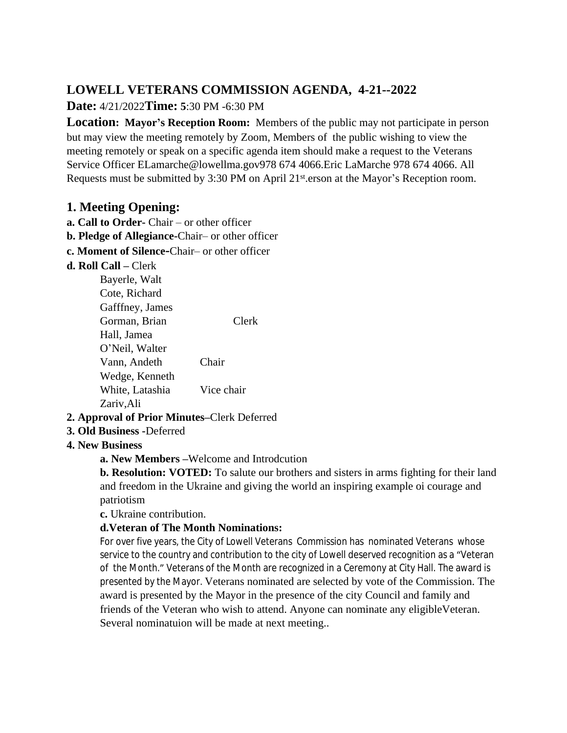## LOWELL VETERANS COMMISSION AGENDA, 4-21--2022

**Date:** 4/21/2022**Time: 5**:30 PM -6:30 PM

**Location: Mayor's Reception Room:** Members of the public may not participate in person but may view the meeting remotely by Zoom, Members of the public wishing to view the meeting remotely or speak on a specific agenda item should make a request to the Veterans Service Officer ELamarche@lowellma.gov978 674 4066.Eric LaMarche 978 674 4066. All Requests must be submitted by 3:30 PM on April 21st.erson at the Mayor's Reception room.

## 1. Meeting Opening:

**a. Call to Order-** Chair – or other officer

**b. Pledge of Allegiance-**Chair– or other officer

**c. Moment of Silence-**Chair– or other officer

**d. Roll Call –** Clerk

- Bayerle, Walt
- Cote, Richard
- Gafffney, James
- Gorman, Brian Clerk
- Hall, Jamea
- O'Neil, Walter
- Vann, Andeth Chair
- Wedge, Kenneth
- White, Latashia Vice chair
- Zariv,Ali

**2. Approval of Prior Minutes–**Clerk Deferred

**3. Old Business -**Deferred

**4. New Business**

**a. New Members –**Welcome and Introdcution

**b. Resolution: VOTED:** To salute our brothers and sisters in arms fighting for their land and freedom in the Ukraine and giving the world an inspiring example oi courage and patriotism

**c.** Ukraine contribution.

**d.Veteran of The Month Nominations:**

For over five years, the City of Lowell Veterans Commission has nominated Veterans whose service to the country and contribution to the city of Lowell deserved recognition as a "Veteran of the Month." Veterans of the Month are recognized in a Ceremony at City Hall. The award is presented by the Mayor. Veterans nominated are selected by vote of the Commission. The award is presented by the Mayor in the presence of the city Council and family and friends of the Veteran who wish to attend. Anyone can nominate any eligibleVeteran. Several nominatuion will be made at next meeting..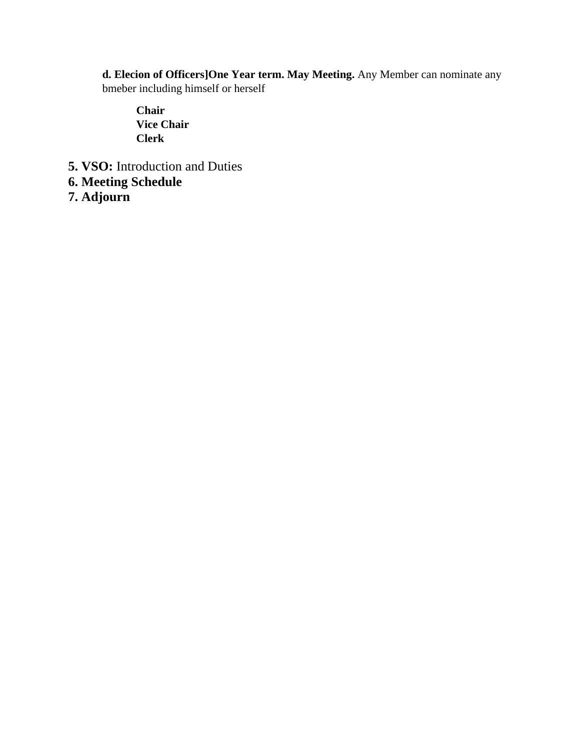**d. Elecion of Officers]One Year term. May Meeting.** Any Member can nominate any bmeber including himself or herself

**Chair**
**Vice Chair**
**Clerk**

**5. VSO:** Introduction and Duties

**6. Meeting Schedule**

**7. Adjourn**